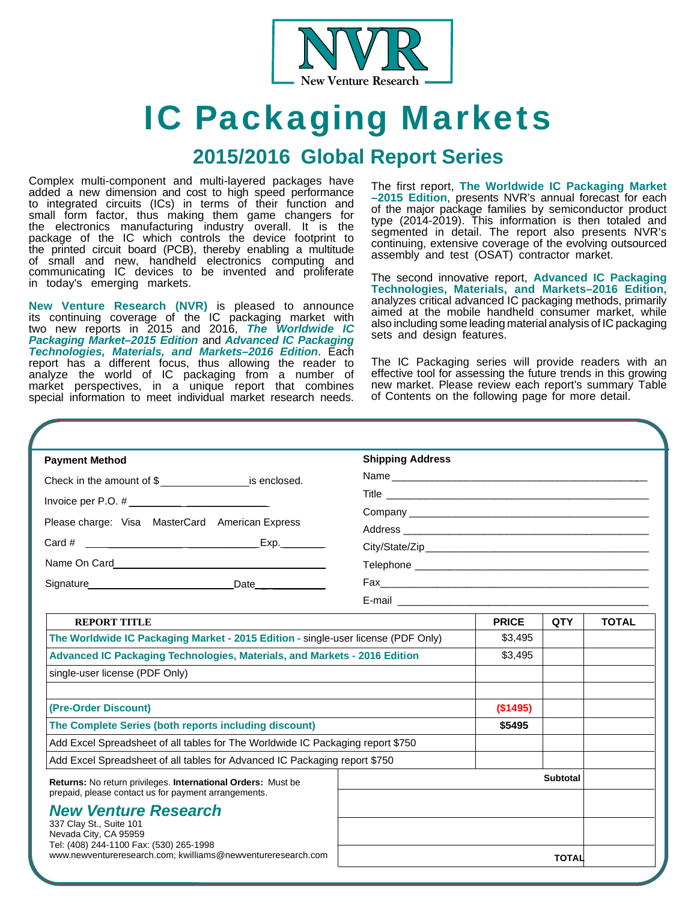NVR
New Venture Research

# IC Packaging Markets

## 2015/2016 Global Report Series

Complex multi-component and multi-layered packages have added a new dimension and cost to high speed performance to integrated circuits (ICs) in terms of their function and small form factor, thus making them game changers for the electronics manufacturing industry overall. It is the package of the IC which controls the device footprint to the printed circuit board (PCB), thereby enabling a multitude of small and new, handheld electronics computing and communicating IC devices to be invented and proliferate in today's emerging markets.

**New Venture Research (NVR)** is pleased to announce its continuing coverage of the IC packaging market with two new reports in 2015 and 2016, ***The Worldwide IC Packaging Market–2015 Edition*** and ***Advanced IC Packaging Technologies, Materials, and Markets–2016 Edition***. Each report has a different focus, thus allowing the reader to analyze the world of IC packaging from a number of market perspectives, in a unique report that combines special information to meet individual market research needs.

The first report, **The Worldwide IC Packaging Market –2015 Edition**, presents NVR's annual forecast for each of the major package families by semiconductor product type (2014-2019). This information is then totaled and segmented in detail. The report also presents NVR's continuing, extensive coverage of the evolving outsourced assembly and test (OSAT) contractor market.

The second innovative report, **Advanced IC Packaging Technologies, Materials, and Markets–2016 Edition,** analyzes critical advanced IC packaging methods, primarily aimed at the mobile handheld consumer market, while also including some leading material analysis of IC packaging sets and design features.

The IC Packaging series will provide readers with an effective tool for assessing the future trends in this growing new market. Please review each report's summary Table of Contents on the following page for more detail.

**Payment Method**

Check in the amount of $_______________ is enclosed.

Invoice per P.O. # _______________________

Please charge: Visa MasterCard American Express

Card # ____________________________ Exp.________

Name On Card ______________________________

Signature ________________________ Date ___________

**Shipping Address**

Name ____________________________________________

Title ____________________________________________

Company ____________________________________________

Address ____________________________________________

City/State/Zip ____________________________________________

Telephone ____________________________________________

Fax ____________________________________________

E-mail ____________________________________________

| REPORT TITLE | PRICE | QTY | TOTAL |
|---|---|---|---|
| **The Worldwide IC Packaging Market - 2015 Edition** - single-user license (PDF Only) | $3,495 | | |
| **Advanced IC Packaging Technologies, Materials, and Markets - 2016 Edition** | $3,495 | | |
| single-user license (PDF Only) | | | |
| | | | |
| **(Pre-Order Discount)** | **($1495)** | | |
| **The Complete Series (both reports including discount)** | **$5495** | | |
| Add Excel Spreadsheet of all tables for The Worldwide IC Packaging report $750 | | | |
| Add Excel Spreadsheet of all tables for Advanced IC Packaging report $750 | | | |
| | | **Subtotal** | |
| | | | |
| | | | |
| | | **TOTAL** | |

**Returns:** No return privileges. **International Orders:** Must be prepaid, please contact us for payment arrangements.

***New Venture Research***
337 Clay St., Suite 101
Nevada City, CA 95959
Tel: (408) 244-1100 Fax: (530) 265-1998
www.newventureresearch.com; kwilliams@newventureresearch.com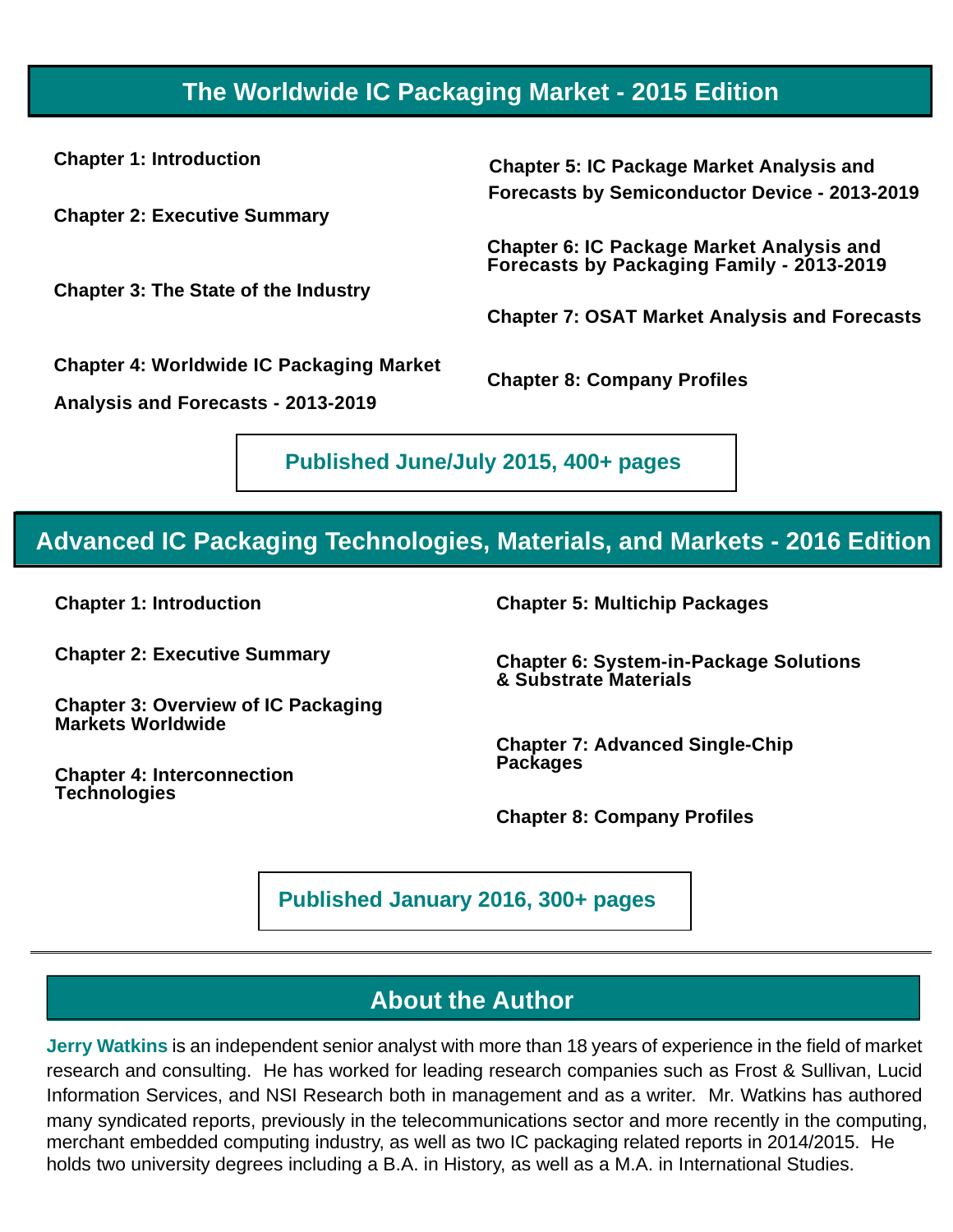## The Worldwide IC Packaging Market - 2015 Edition

**Chapter 1: Introduction**

**Chapter 2: Executive Summary**

**Chapter 3: The State of the Industry**

**Chapter 4: Worldwide IC Packaging Market Analysis and Forecasts - 2013-2019**

**Chapter 5: IC Package Market Analysis and Forecasts by Semiconductor Device - 2013-2019**

**Chapter 6: IC Package Market Analysis and Forecasts by Packaging Family - 2013-2019**

**Chapter 7: OSAT Market Analysis and Forecasts**

**Chapter 8: Company Profiles**

**Published June/July 2015, 400+ pages**

## Advanced IC Packaging Technologies, Materials, and Markets - 2016 Edition

**Chapter 1: Introduction**

**Chapter 2: Executive Summary**

**Chapter 3: Overview of IC Packaging Markets Worldwide**

**Chapter 4: Interconnection Technologies**

**Chapter 5: Multichip Packages**

**Chapter 6: System-in-Package Solutions & Substrate Materials**

**Chapter 7: Advanced Single-Chip Packages**

**Chapter 8: Company Profiles**

**Published January 2016, 300+ pages**

---

## About the Author

**Jerry Watkins** is an independent senior analyst with more than 18 years of experience in the field of market research and consulting. He has worked for leading research companies such as Frost & Sullivan, Lucid Information Services, and NSI Research both in management and as a writer. Mr. Watkins has authored many syndicated reports, previously in the telecommunications sector and more recently in the computing, merchant embedded computing industry, as well as two IC packaging related reports in 2014/2015. He holds two university degrees including a B.A. in History, as well as a M.A. in International Studies.